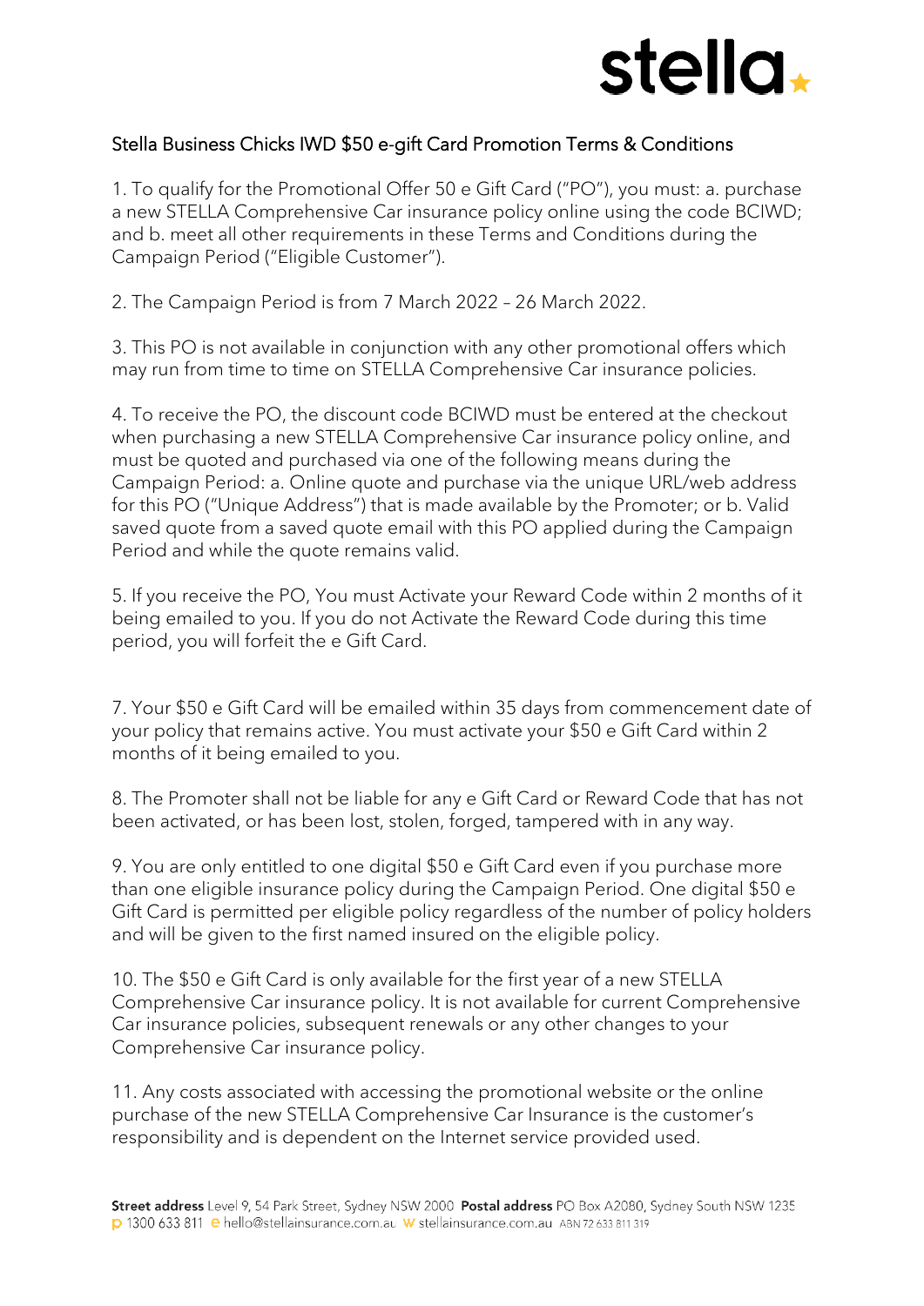# stella

## Stella Business Chicks IWD $50 e-gift Card Promotion Terms & Conditions

1. To qualify for the Promotional Offer 50 e Gift Card ("PO"), you must: a. purchase a new STELLA Comprehensive Car insurance policy online using the code BCIWD; and b. meet all other requirements in these Terms and Conditions during the Campaign Period ("Eligible Customer").

2. The Campaign Period is from 7 March 2022 – 26 March 2022.

3. This PO is not available in conjunction with any other promotional offers which may run from time to time on STELLA Comprehensive Car insurance policies.

4. To receive the PO, the discount code BCIWD must be entered at the checkout when purchasing a new STELLA Comprehensive Car insurance policy online, and must be quoted and purchased via one of the following means during the Campaign Period: a. Online quote and purchase via the unique URL/web address for this PO ("Unique Address") that is made available by the Promoter; or b. Valid saved quote from a saved quote email with this PO applied during the Campaign Period and while the quote remains valid.

5. If you receive the PO, You must Activate your Reward Code within 2 months of it being emailed to you. If you do not Activate the Reward Code during this time period, you will forfeit the e Gift Card.

7. Your $50 e Gift Card will be emailed within 35 days from commencement date of your policy that remains active. You must activate your $50 e Gift Card within 2 months of it being emailed to you.

8. The Promoter shall not be liable for any e Gift Card or Reward Code that has not been activated, or has been lost, stolen, forged, tampered with in any way.

9. You are only entitled to one digital $50 e Gift Card even if you purchase more than one eligible insurance policy during the Campaign Period. One digital $50 e Gift Card is permitted per eligible policy regardless of the number of policy holders and will be given to the first named insured on the eligible policy.

10. The $50 e Gift Card is only available for the first year of a new STELLA Comprehensive Car insurance policy. It is not available for current Comprehensive Car insurance policies, subsequent renewals or any other changes to your Comprehensive Car insurance policy.

11. Any costs associated with accessing the promotional website or the online purchase of the new STELLA Comprehensive Car Insurance is the customer's responsibility and is dependent on the Internet service provided used.

**Street address** Level 9, 54 Park Street, Sydney NSW 2000 **Postal address** PO Box A2080, Sydney South NSW 1235
p 1300 633 811 e hello@stellainsurance.com.au w stellainsurance.com.au ABN 72 633 811 319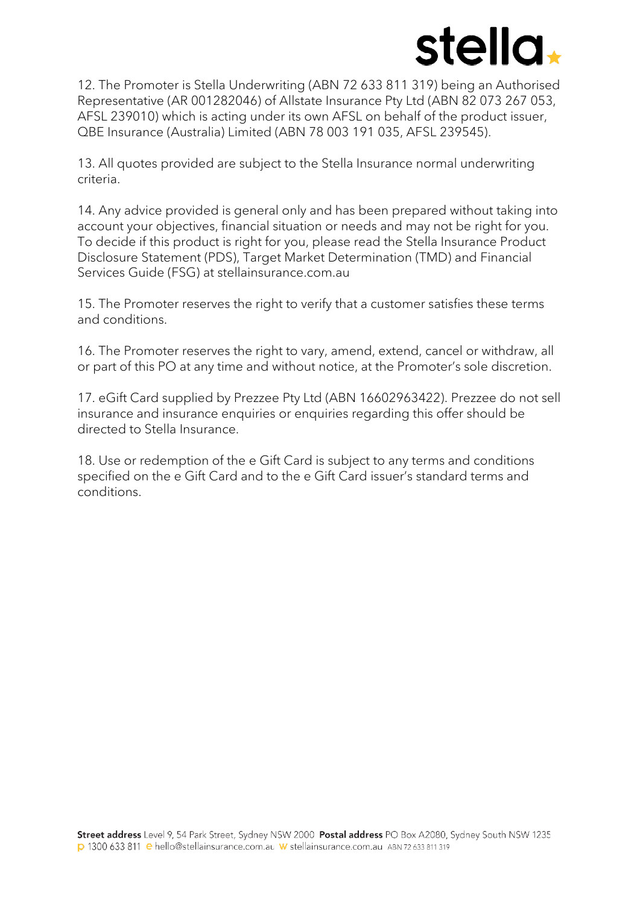12. The Promoter is Stella Underwriting (ABN 72 633 811 319) being an Authorised Representative (AR 001282046) of Allstate Insurance Pty Ltd (ABN 82 073 267 053, AFSL 239010) which is acting under its own AFSL on behalf of the product issuer, QBE Insurance (Australia) Limited (ABN 78 003 191 035, AFSL 239545).

13. All quotes provided are subject to the Stella Insurance normal underwriting criteria.

14. Any advice provided is general only and has been prepared without taking into account your objectives, financial situation or needs and may not be right for you. To decide if this product is right for you, please read the Stella Insurance Product Disclosure Statement (PDS), Target Market Determination (TMD) and Financial Services Guide (FSG) at stellainsurance.com.au

15. The Promoter reserves the right to verify that a customer satisfies these terms and conditions.

16. The Promoter reserves the right to vary, amend, extend, cancel or withdraw, all or part of this PO at any time and without notice, at the Promoter's sole discretion.

17. eGift Card supplied by Prezzee Pty Ltd (ABN 16602963422). Prezzee do not sell insurance and insurance enquiries or enquiries regarding this offer should be directed to Stella Insurance.

18. Use or redemption of the e Gift Card is subject to any terms and conditions specified on the e Gift Card and to the e Gift Card issuer's standard terms and conditions.